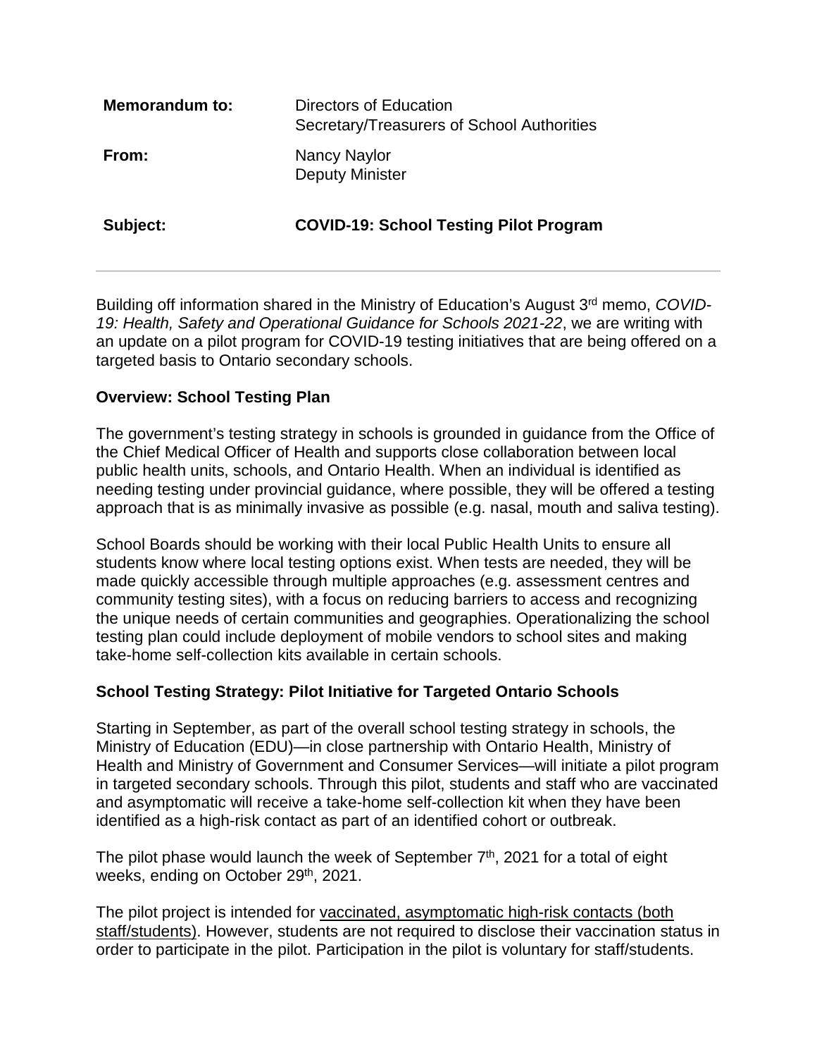| **Memorandum to:** | Directors of Education<br>Secretary/Treasurers of School Authorities |
| --- | --- |
| **From:** | Nancy Naylor<br>Deputy Minister |
| **Subject:** | **COVID-19: School Testing Pilot Program** |

---

Building off information shared in the Ministry of Education's August 3rd memo, *COVID-19: Health, Safety and Operational Guidance for Schools 2021-22*, we are writing with an update on a pilot program for COVID-19 testing initiatives that are being offered on a targeted basis to Ontario secondary schools.

**Overview: School Testing Plan**

The government's testing strategy in schools is grounded in guidance from the Office of the Chief Medical Officer of Health and supports close collaboration between local public health units, schools, and Ontario Health. When an individual is identified as needing testing under provincial guidance, where possible, they will be offered a testing approach that is as minimally invasive as possible (e.g. nasal, mouth and saliva testing).

School Boards should be working with their local Public Health Units to ensure all students know where local testing options exist. When tests are needed, they will be made quickly accessible through multiple approaches (e.g. assessment centres and community testing sites), with a focus on reducing barriers to access and recognizing the unique needs of certain communities and geographies. Operationalizing the school testing plan could include deployment of mobile vendors to school sites and making take-home self-collection kits available in certain schools.

**School Testing Strategy: Pilot Initiative for Targeted Ontario Schools**

Starting in September, as part of the overall school testing strategy in schools, the Ministry of Education (EDU)—in close partnership with Ontario Health, Ministry of Health and Ministry of Government and Consumer Services—will initiate a pilot program in targeted secondary schools. Through this pilot, students and staff who are vaccinated and asymptomatic will receive a take-home self-collection kit when they have been identified as a high-risk contact as part of an identified cohort or outbreak.

The pilot phase would launch the week of September 7th, 2021 for a total of eight weeks, ending on October 29th, 2021.

The pilot project is intended for vaccinated, asymptomatic high-risk contacts (both staff/students). However, students are not required to disclose their vaccination status in order to participate in the pilot. Participation in the pilot is voluntary for staff/students.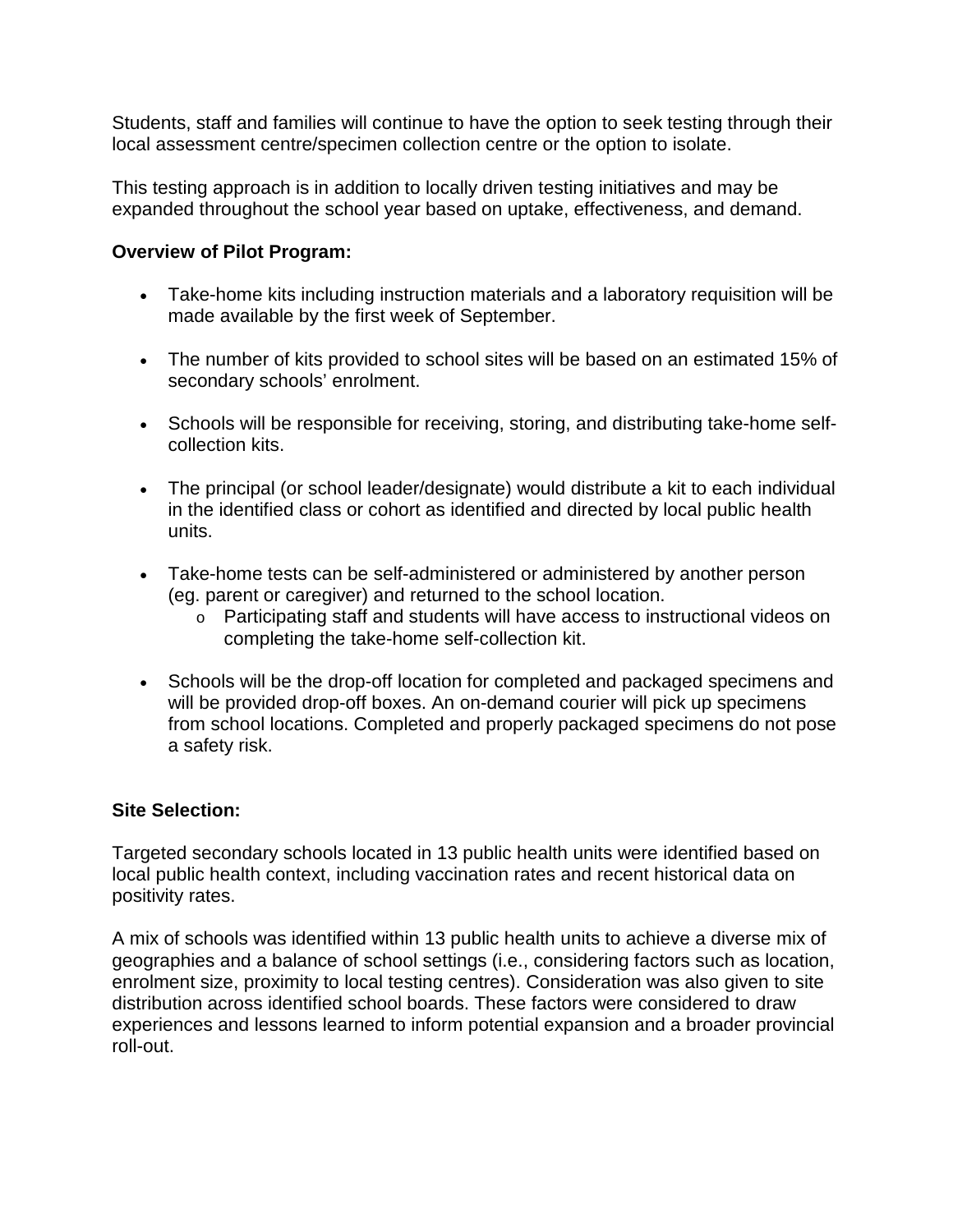Students, staff and families will continue to have the option to seek testing through their local assessment centre/specimen collection centre or the option to isolate.

This testing approach is in addition to locally driven testing initiatives and may be expanded throughout the school year based on uptake, effectiveness, and demand.

**Overview of Pilot Program:**

- Take-home kits including instruction materials and a laboratory requisition will be made available by the first week of September.
- The number of kits provided to school sites will be based on an estimated 15% of secondary schools' enrolment.
- Schools will be responsible for receiving, storing, and distributing take-home self-collection kits.
- The principal (or school leader/designate) would distribute a kit to each individual in the identified class or cohort as identified and directed by local public health units.
- Take-home tests can be self-administered or administered by another person (eg. parent or caregiver) and returned to the school location.
  - Participating staff and students will have access to instructional videos on completing the take-home self-collection kit.
- Schools will be the drop-off location for completed and packaged specimens and will be provided drop-off boxes. An on-demand courier will pick up specimens from school locations. Completed and properly packaged specimens do not pose a safety risk.

**Site Selection:**

Targeted secondary schools located in 13 public health units were identified based on local public health context, including vaccination rates and recent historical data on positivity rates.

A mix of schools was identified within 13 public health units to achieve a diverse mix of geographies and a balance of school settings (i.e., considering factors such as location, enrolment size, proximity to local testing centres). Consideration was also given to site distribution across identified school boards. These factors were considered to draw experiences and lessons learned to inform potential expansion and a broader provincial roll-out.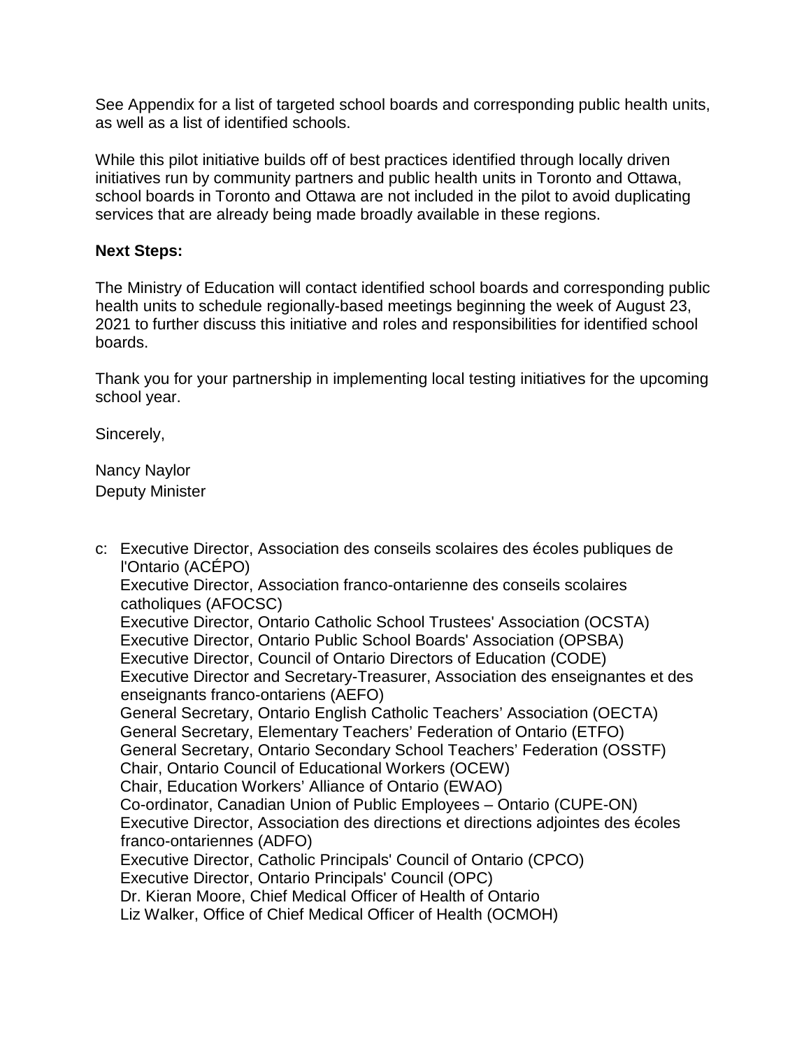See Appendix for a list of targeted school boards and corresponding public health units, as well as a list of identified schools.

While this pilot initiative builds off of best practices identified through locally driven initiatives run by community partners and public health units in Toronto and Ottawa, school boards in Toronto and Ottawa are not included in the pilot to avoid duplicating services that are already being made broadly available in these regions.

**Next Steps:**

The Ministry of Education will contact identified school boards and corresponding public health units to schedule regionally-based meetings beginning the week of August 23, 2021 to further discuss this initiative and roles and responsibilities for identified school boards.

Thank you for your partnership in implementing local testing initiatives for the upcoming school year.

Sincerely,

Nancy Naylor
Deputy Minister

c: Executive Director, Association des conseils scolaires des écoles publiques de l'Ontario (ACÉPO)
Executive Director, Association franco-ontarienne des conseils scolaires catholiques (AFOCSC)
Executive Director, Ontario Catholic School Trustees' Association (OCSTA)
Executive Director, Ontario Public School Boards' Association (OPSBA)
Executive Director, Council of Ontario Directors of Education (CODE)
Executive Director and Secretary-Treasurer, Association des enseignantes et des enseignants franco-ontariens (AEFO)
General Secretary, Ontario English Catholic Teachers' Association (OECTA)
General Secretary, Elementary Teachers' Federation of Ontario (ETFO)
General Secretary, Ontario Secondary School Teachers' Federation (OSSTF)
Chair, Ontario Council of Educational Workers (OCEW)
Chair, Education Workers' Alliance of Ontario (EWAO)
Co-ordinator, Canadian Union of Public Employees – Ontario (CUPE-ON)
Executive Director, Association des directions et directions adjointes des écoles franco-ontariennes (ADFO)
Executive Director, Catholic Principals' Council of Ontario (CPCO)
Executive Director, Ontario Principals' Council (OPC)
Dr. Kieran Moore, Chief Medical Officer of Health of Ontario
Liz Walker, Office of Chief Medical Officer of Health (OCMOH)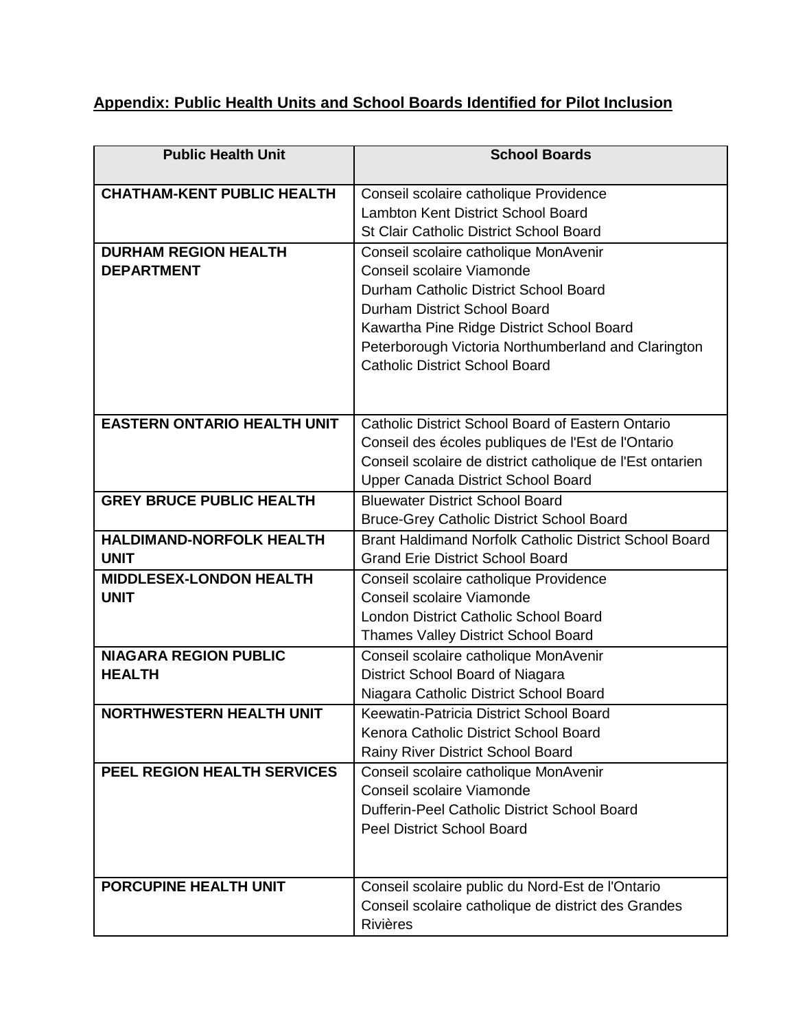**Appendix: Public Health Units and School Boards Identified for Pilot Inclusion**

| Public Health Unit | School Boards |
| --- | --- |
| **CHATHAM-KENT PUBLIC HEALTH** | Conseil scolaire catholique Providence<br>Lambton Kent District School Board<br>St Clair Catholic District School Board |
| **DURHAM REGION HEALTH DEPARTMENT** | Conseil scolaire catholique MonAvenir<br>Conseil scolaire Viamonde<br>Durham Catholic District School Board<br>Durham District School Board<br>Kawartha Pine Ridge District School Board<br>Peterborough Victoria Northumberland and Clarington Catholic District School Board |
| **EASTERN ONTARIO HEALTH UNIT** | Catholic District School Board of Eastern Ontario<br>Conseil des écoles publiques de l'Est de l'Ontario<br>Conseil scolaire de district catholique de l'Est ontarien<br>Upper Canada District School Board |
| **GREY BRUCE PUBLIC HEALTH** | Bluewater District School Board<br>Bruce-Grey Catholic District School Board |
| **HALDIMAND-NORFOLK HEALTH UNIT** | Brant Haldimand Norfolk Catholic District School Board<br>Grand Erie District School Board |
| **MIDDLESEX-LONDON HEALTH UNIT** | Conseil scolaire catholique Providence<br>Conseil scolaire Viamonde<br>London District Catholic School Board<br>Thames Valley District School Board |
| **NIAGARA REGION PUBLIC HEALTH** | Conseil scolaire catholique MonAvenir<br>District School Board of Niagara<br>Niagara Catholic District School Board |
| **NORTHWESTERN HEALTH UNIT** | Keewatin-Patricia District School Board<br>Kenora Catholic District School Board<br>Rainy River District School Board |
| **PEEL REGION HEALTH SERVICES** | Conseil scolaire catholique MonAvenir<br>Conseil scolaire Viamonde<br>Dufferin-Peel Catholic District School Board<br>Peel District School Board |
| **PORCUPINE HEALTH UNIT** | Conseil scolaire public du Nord-Est de l'Ontario<br>Conseil scolaire catholique de district des Grandes Rivières |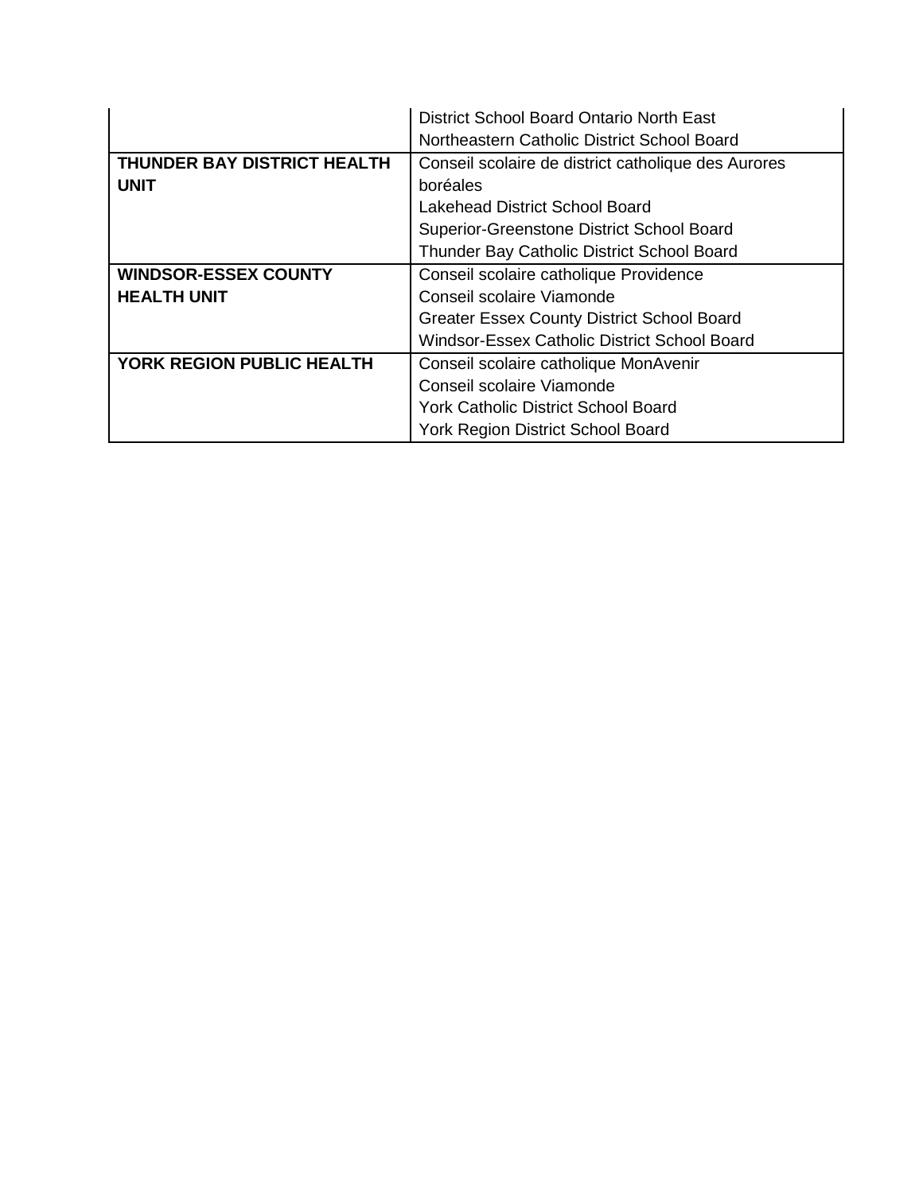| | |
|---|---|
| | District School Board Ontario North East<br>Northeastern Catholic District School Board |
| **THUNDER BAY DISTRICT HEALTH UNIT** | Conseil scolaire de district catholique des Aurores boréales<br>Lakehead District School Board<br>Superior-Greenstone District School Board<br>Thunder Bay Catholic District School Board |
| **WINDSOR-ESSEX COUNTY HEALTH UNIT** | Conseil scolaire catholique Providence<br>Conseil scolaire Viamonde<br>Greater Essex County District School Board<br>Windsor-Essex Catholic District School Board |
| **YORK REGION PUBLIC HEALTH** | Conseil scolaire catholique MonAvenir<br>Conseil scolaire Viamonde<br>York Catholic District School Board<br>York Region District School Board |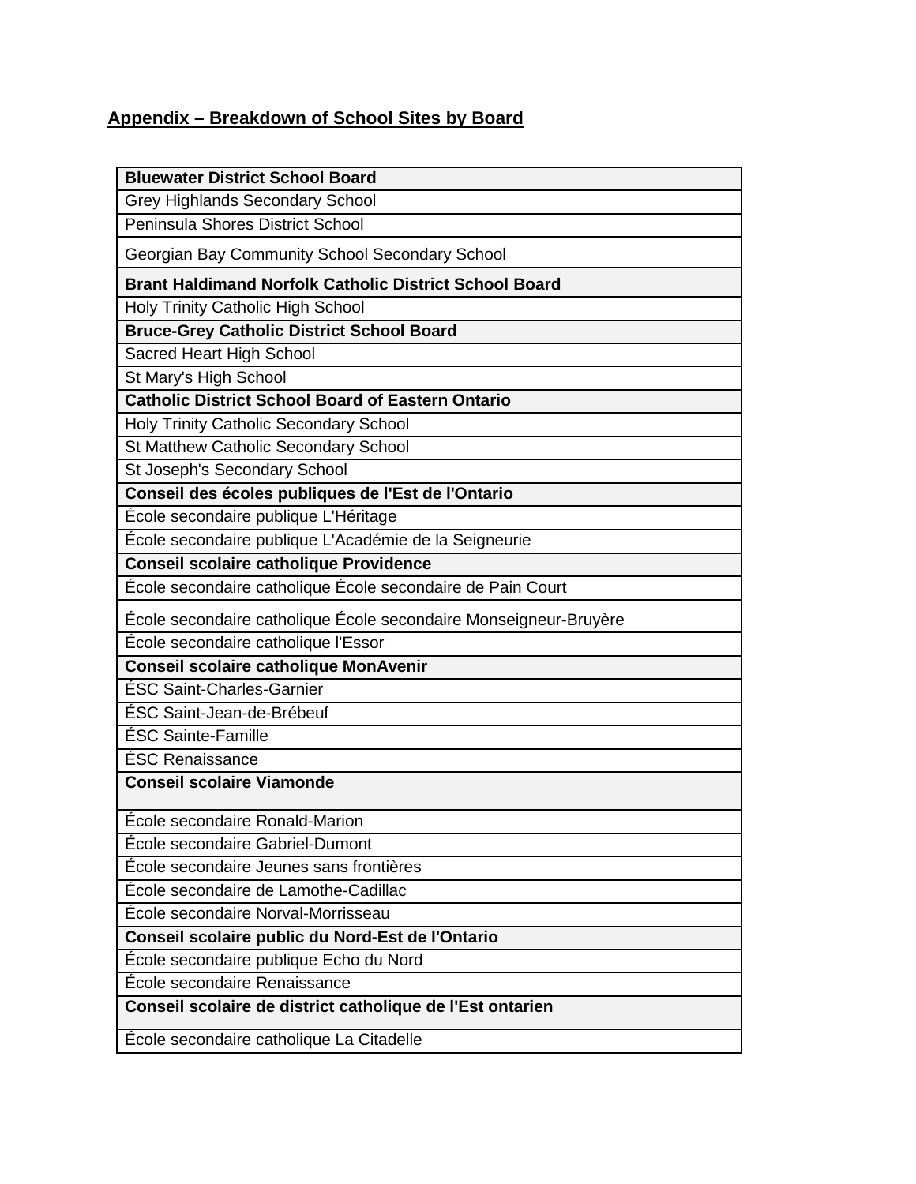## Appendix – Breakdown of School Sites by Board

| **Bluewater District School Board** |
|---|
| Grey Highlands Secondary School |
| Peninsula Shores District School |
| Georgian Bay Community School Secondary School |
| **Brant Haldimand Norfolk Catholic District School Board** |
| Holy Trinity Catholic High School |
| **Bruce-Grey Catholic District School Board** |
| Sacred Heart High School |
| St Mary's High School |
| **Catholic District School Board of Eastern Ontario** |
| Holy Trinity Catholic Secondary School |
| St Matthew Catholic Secondary School |
| St Joseph's Secondary School |
| **Conseil des écoles publiques de l'Est de l'Ontario** |
| École secondaire publique L'Héritage |
| École secondaire publique L'Académie de la Seigneurie |
| **Conseil scolaire catholique Providence** |
| École secondaire catholique École secondaire de Pain Court |
| École secondaire catholique École secondaire Monseigneur-Bruyère |
| École secondaire catholique l'Essor |
| **Conseil scolaire catholique MonAvenir** |
| ÉSC Saint-Charles-Garnier |
| ÉSC Saint-Jean-de-Brébeuf |
| ÉSC Sainte-Famille |
| ÉSC Renaissance |
| **Conseil scolaire Viamonde** |
| École secondaire Ronald-Marion |
| École secondaire Gabriel-Dumont |
| École secondaire Jeunes sans frontières |
| École secondaire de Lamothe-Cadillac |
| École secondaire Norval-Morrisseau |
| **Conseil scolaire public du Nord-Est de l'Ontario** |
| École secondaire publique Echo du Nord |
| École secondaire Renaissance |
| **Conseil scolaire de district catholique de l'Est ontarien** |
| École secondaire catholique La Citadelle |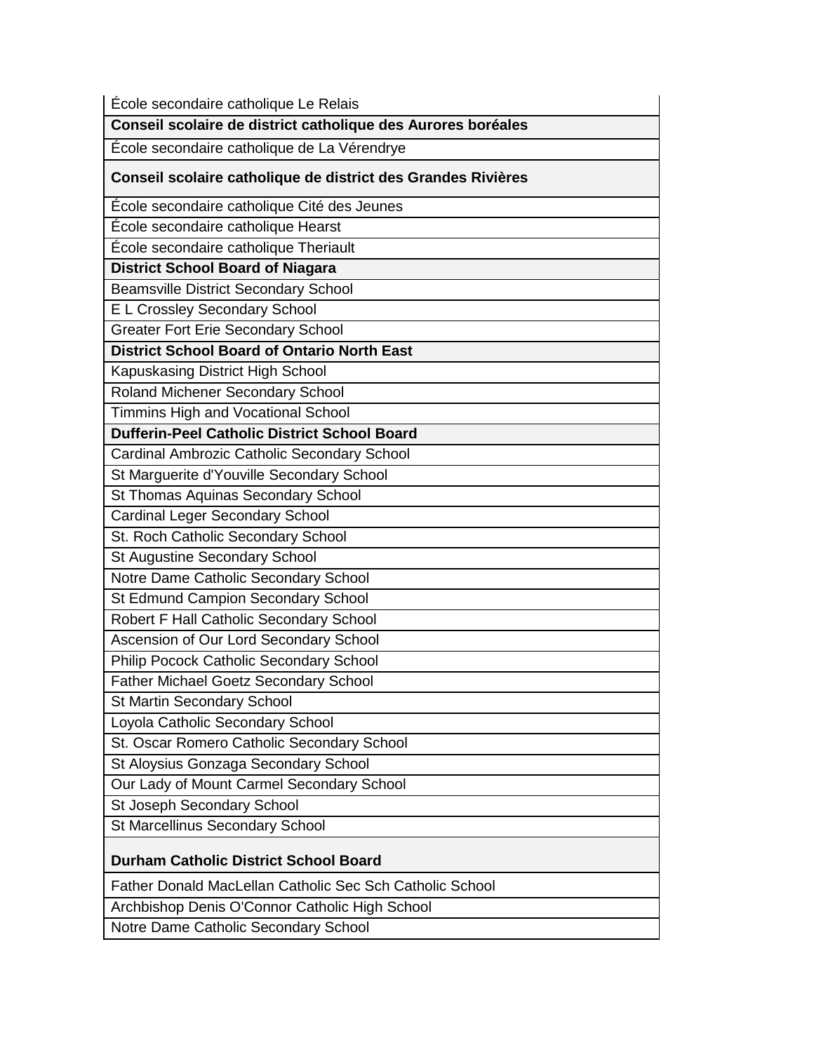| École secondaire catholique Le Relais |
|---|
| **Conseil scolaire de district catholique des Aurores boréales** |
| École secondaire catholique de La Vérendrye |
| **Conseil scolaire catholique de district des Grandes Rivières** |
| École secondaire catholique Cité des Jeunes |
| École secondaire catholique Hearst |
| École secondaire catholique Theriault |
| **District School Board of Niagara** |
| Beamsville District Secondary School |
| E L Crossley Secondary School |
| Greater Fort Erie Secondary School |
| **District School Board of Ontario North East** |
| Kapuskasing District High School |
| Roland Michener Secondary School |
| Timmins High and Vocational School |
| **Dufferin-Peel Catholic District School Board** |
| Cardinal Ambrozic Catholic Secondary School |
| St Marguerite d'Youville Secondary School |
| St Thomas Aquinas Secondary School |
| Cardinal Leger Secondary School |
| St. Roch Catholic Secondary School |
| St Augustine Secondary School |
| Notre Dame Catholic Secondary School |
| St Edmund Campion Secondary School |
| Robert F Hall Catholic Secondary School |
| Ascension of Our Lord Secondary School |
| Philip Pocock Catholic Secondary School |
| Father Michael Goetz Secondary School |
| St Martin Secondary School |
| Loyola Catholic Secondary School |
| St. Oscar Romero Catholic Secondary School |
| St Aloysius Gonzaga Secondary School |
| Our Lady of Mount Carmel Secondary School |
| St Joseph Secondary School |
| St Marcellinus Secondary School |
| **Durham Catholic District School Board** |
| Father Donald MacLellan Catholic Sec Sch Catholic School |
| Archbishop Denis O'Connor Catholic High School |
| Notre Dame Catholic Secondary School |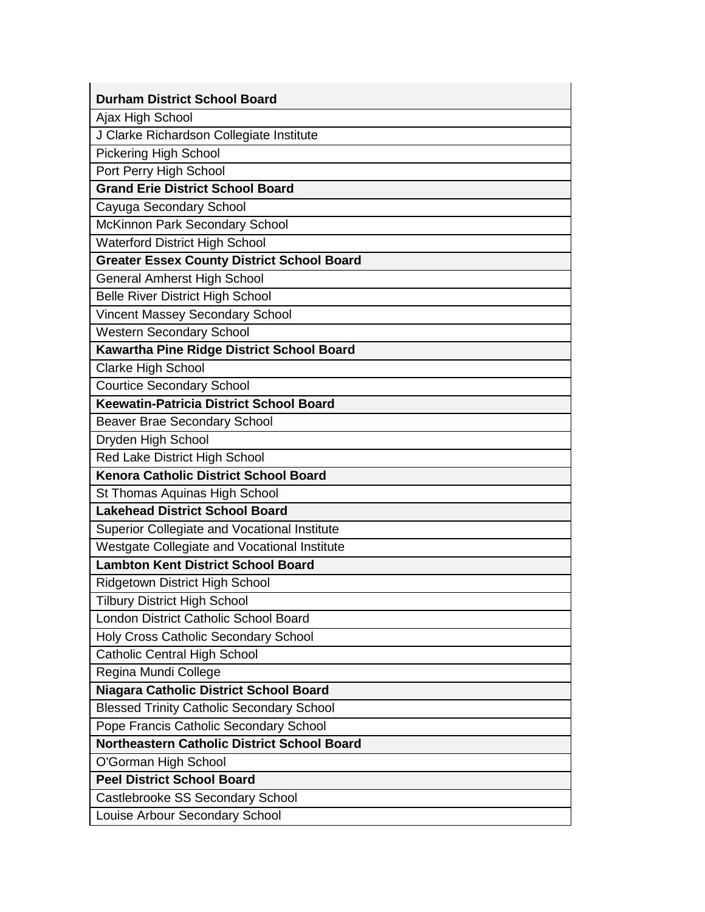| **Durham District School Board** |
|---|
| Ajax High School |
| J Clarke Richardson Collegiate Institute |
| Pickering High School |
| Port Perry High School |
| **Grand Erie District School Board** |
| Cayuga Secondary School |
| McKinnon Park Secondary School |
| Waterford District High School |
| **Greater Essex County District School Board** |
| General Amherst High School |
| Belle River District High School |
| Vincent Massey Secondary School |
| Western Secondary School |
| **Kawartha Pine Ridge District School Board** |
| Clarke High School |
| Courtice Secondary School |
| **Keewatin-Patricia District School Board** |
| Beaver Brae Secondary School |
| Dryden High School |
| Red Lake District High School |
| **Kenora Catholic District School Board** |
| St Thomas Aquinas High School |
| **Lakehead District School Board** |
| Superior Collegiate and Vocational Institute |
| Westgate Collegiate and Vocational Institute |
| **Lambton Kent District School Board** |
| Ridgetown District High School |
| Tilbury District High School |
| London District Catholic School Board |
| Holy Cross Catholic Secondary School |
| Catholic Central High School |
| Regina Mundi College |
| **Niagara Catholic District School Board** |
| Blessed Trinity Catholic Secondary School |
| Pope Francis Catholic Secondary School |
| **Northeastern Catholic District School Board** |
| O'Gorman High School |
| **Peel District School Board** |
| Castlebrooke SS Secondary School |
| Louise Arbour Secondary School |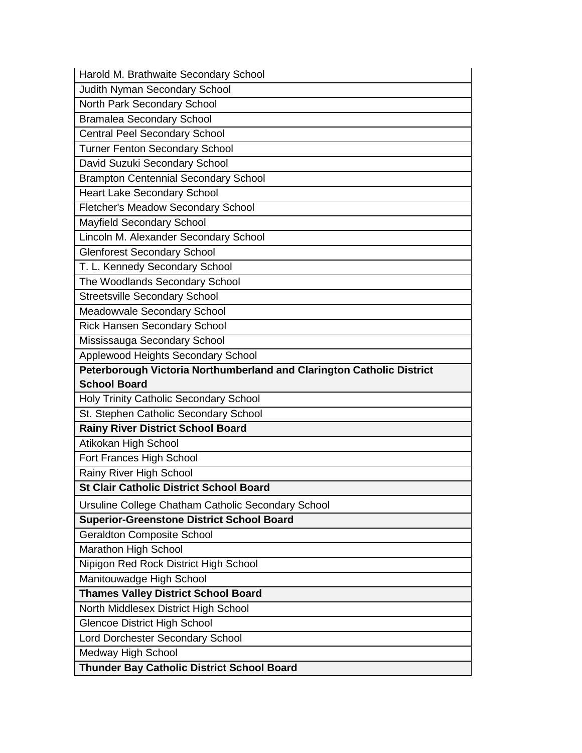| |
|---|
| Harold M. Brathwaite Secondary School |
| Judith Nyman Secondary School |
| North Park Secondary School |
| Bramalea Secondary School |
| Central Peel Secondary School |
| Turner Fenton Secondary School |
| David Suzuki Secondary School |
| Brampton Centennial Secondary School |
| Heart Lake Secondary School |
| Fletcher's Meadow Secondary School |
| Mayfield Secondary School |
| Lincoln M. Alexander Secondary School |
| Glenforest Secondary School |
| T. L. Kennedy Secondary School |
| The Woodlands Secondary School |
| Streetsville Secondary School |
| Meadowvale Secondary School |
| Rick Hansen Secondary School |
| Mississauga Secondary School |
| Applewood Heights Secondary School |
| **Peterborough Victoria Northumberland and Clarington Catholic District School Board** |
| Holy Trinity Catholic Secondary School |
| St. Stephen Catholic Secondary School |
| **Rainy River District School Board** |
| Atikokan High School |
| Fort Frances High School |
| Rainy River High School |
| **St Clair Catholic District School Board** |
| Ursuline College Chatham Catholic Secondary School |
| **Superior-Greenstone District School Board** |
| Geraldton Composite School |
| Marathon High School |
| Nipigon Red Rock District High School |
| Manitouwadge High School |
| **Thames Valley District School Board** |
| North Middlesex District High School |
| Glencoe District High School |
| Lord Dorchester Secondary School |
| Medway High School |
| **Thunder Bay Catholic District School Board** |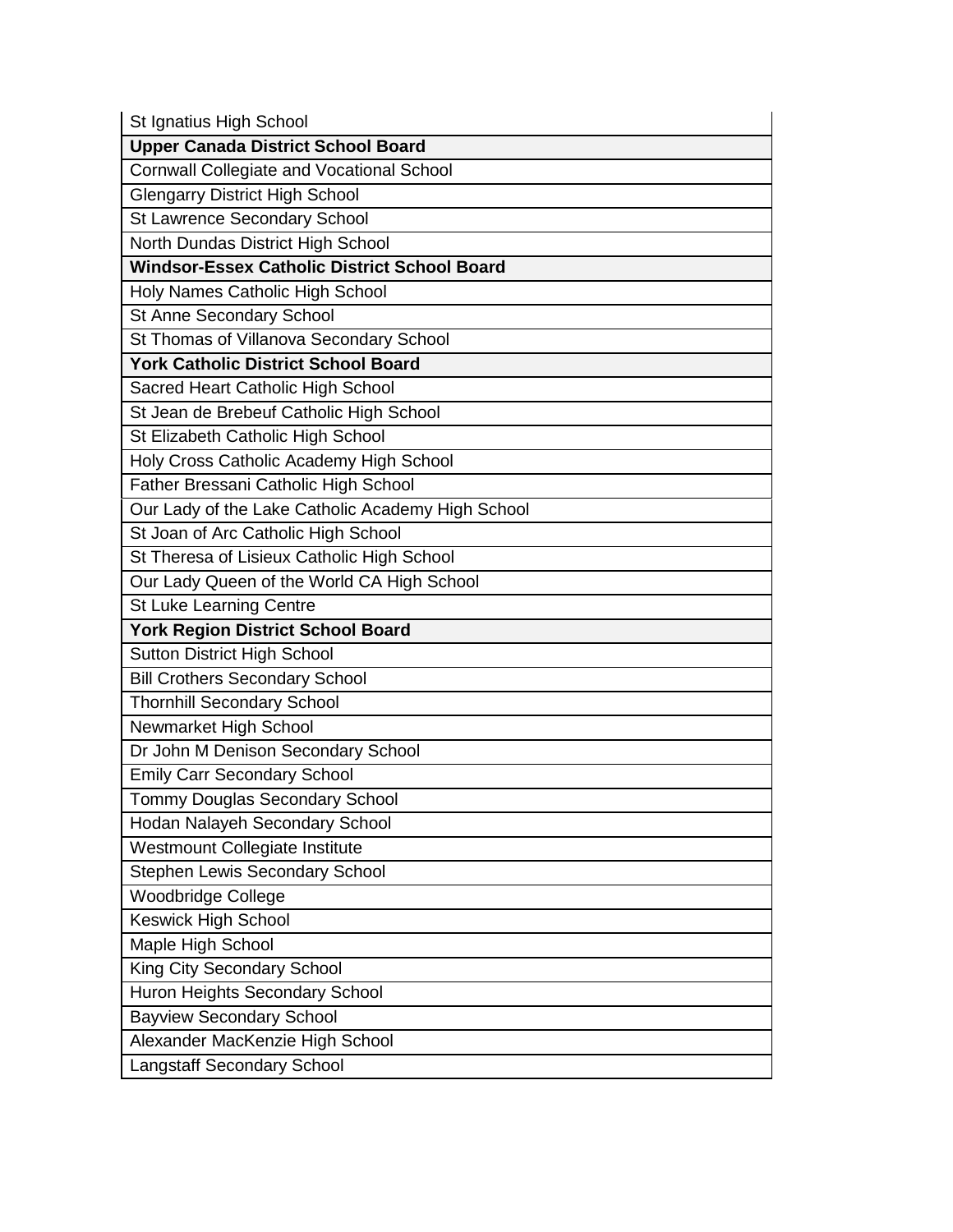| |
|---|
| St Ignatius High School |
| **Upper Canada District School Board** |
| Cornwall Collegiate and Vocational School |
| Glengarry District High School |
| St Lawrence Secondary School |
| North Dundas District High School |
| **Windsor-Essex Catholic District School Board** |
| Holy Names Catholic High School |
| St Anne Secondary School |
| St Thomas of Villanova Secondary School |
| **York Catholic District School Board** |
| Sacred Heart Catholic High School |
| St Jean de Brebeuf Catholic High School |
| St Elizabeth Catholic High School |
| Holy Cross Catholic Academy High School |
| Father Bressani Catholic High School |
| Our Lady of the Lake Catholic Academy High School |
| St Joan of Arc Catholic High School |
| St Theresa of Lisieux Catholic High School |
| Our Lady Queen of the World CA High School |
| St Luke Learning Centre |
| **York Region District School Board** |
| Sutton District High School |
| Bill Crothers Secondary School |
| Thornhill Secondary School |
| Newmarket High School |
| Dr John M Denison Secondary School |
| Emily Carr Secondary School |
| Tommy Douglas Secondary School |
| Hodan Nalayeh Secondary School |
| Westmount Collegiate Institute |
| Stephen Lewis Secondary School |
| Woodbridge College |
| Keswick High School |
| Maple High School |
| King City Secondary School |
| Huron Heights Secondary School |
| Bayview Secondary School |
| Alexander MacKenzie High School |
| Langstaff Secondary School |